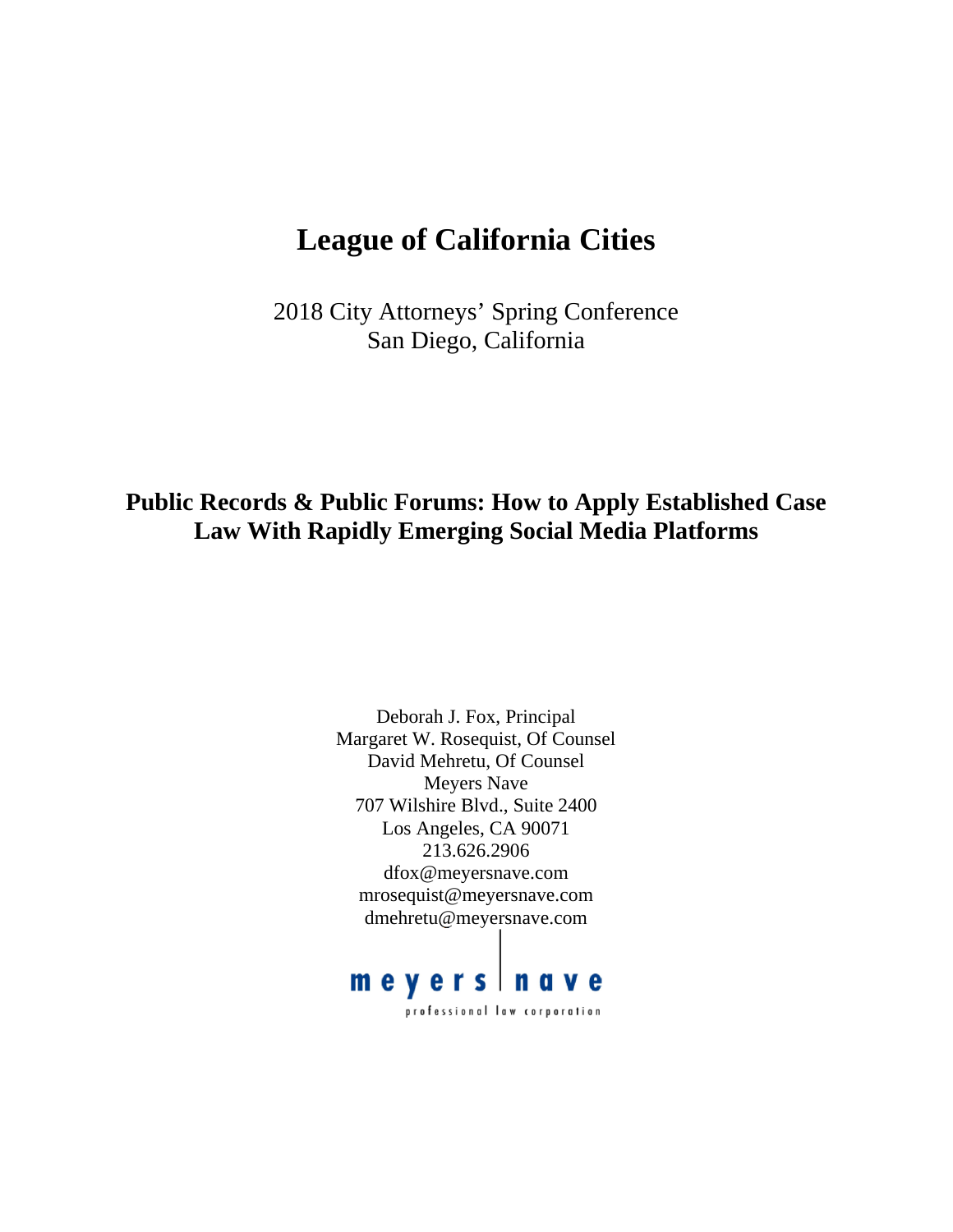# League of California Cities

2018 City Attorneys' Spring Conference
San Diego, California

## Public Records & Public Forums: How to Apply Established Case Law With Rapidly Emerging Social Media Platforms

Deborah J. Fox, Principal
Margaret W. Rosequist, Of Counsel
David Mehretu, Of Counsel
Meyers Nave
707 Wilshire Blvd., Suite 2400
Los Angeles, CA 90071
213.626.2906
dfox@meyersnave.com
mrosequist@meyersnave.com
dmehretu@meyersnave.com

meyers | nave
professional law corporation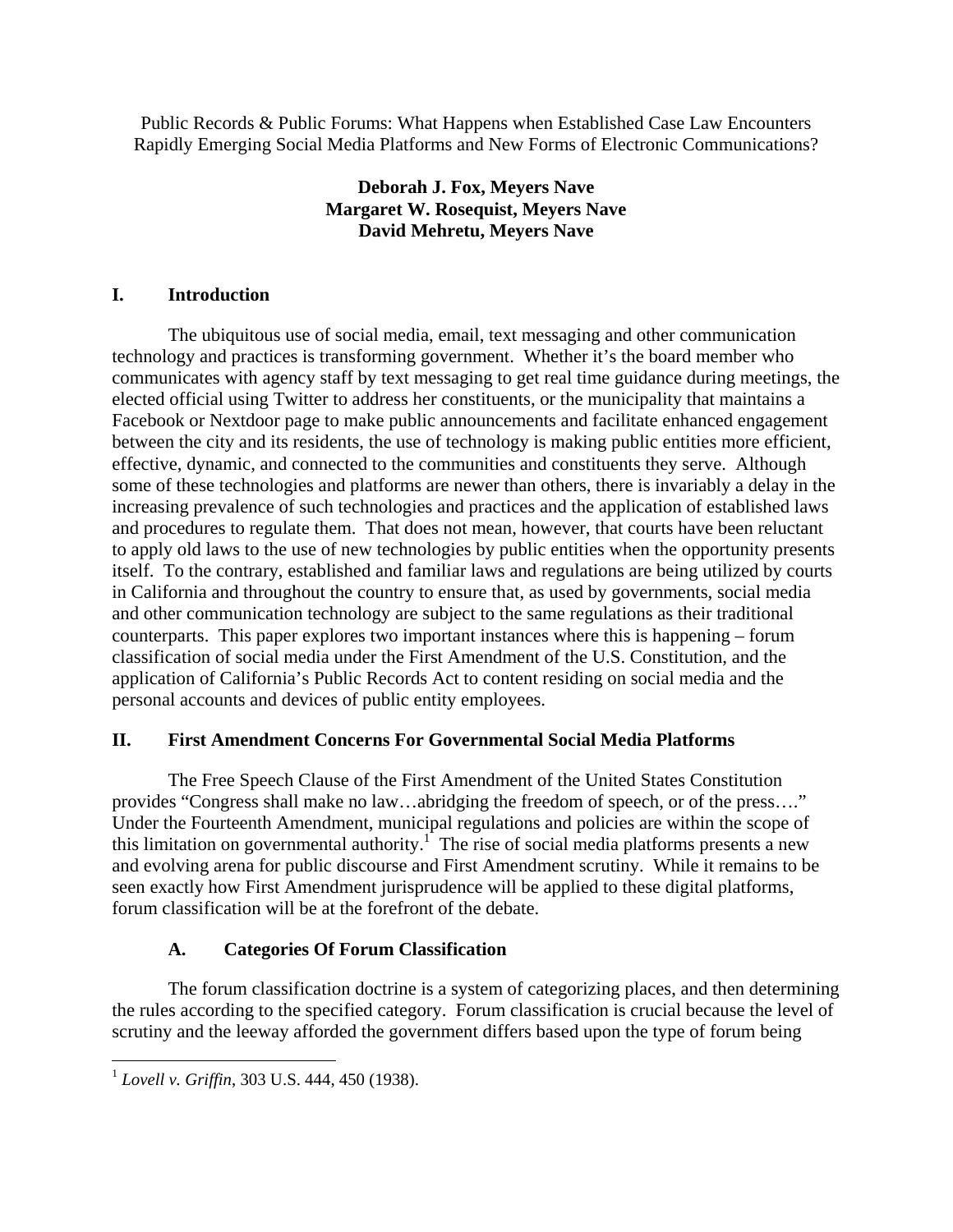Public Records & Public Forums: What Happens when Established Case Law Encounters Rapidly Emerging Social Media Platforms and New Forms of Electronic Communications?

**Deborah J. Fox, Meyers Nave**
**Margaret W. Rosequist, Meyers Nave**
**David Mehretu, Meyers Nave**

## I. Introduction

The ubiquitous use of social media, email, text messaging and other communication technology and practices is transforming government. Whether it's the board member who communicates with agency staff by text messaging to get real time guidance during meetings, the elected official using Twitter to address her constituents, or the municipality that maintains a Facebook or Nextdoor page to make public announcements and facilitate enhanced engagement between the city and its residents, the use of technology is making public entities more efficient, effective, dynamic, and connected to the communities and constituents they serve. Although some of these technologies and platforms are newer than others, there is invariably a delay in the increasing prevalence of such technologies and practices and the application of established laws and procedures to regulate them. That does not mean, however, that courts have been reluctant to apply old laws to the use of new technologies by public entities when the opportunity presents itself. To the contrary, established and familiar laws and regulations are being utilized by courts in California and throughout the country to ensure that, as used by governments, social media and other communication technology are subject to the same regulations as their traditional counterparts. This paper explores two important instances where this is happening – forum classification of social media under the First Amendment of the U.S. Constitution, and the application of California's Public Records Act to content residing on social media and the personal accounts and devices of public entity employees.

## II. First Amendment Concerns For Governmental Social Media Platforms

The Free Speech Clause of the First Amendment of the United States Constitution provides "Congress shall make no law…abridging the freedom of speech, or of the press…." Under the Fourteenth Amendment, municipal regulations and policies are within the scope of this limitation on governmental authority.[1] The rise of social media platforms presents a new and evolving arena for public discourse and First Amendment scrutiny. While it remains to be seen exactly how First Amendment jurisprudence will be applied to these digital platforms, forum classification will be at the forefront of the debate.

### A. Categories Of Forum Classification

The forum classification doctrine is a system of categorizing places, and then determining the rules according to the specified category. Forum classification is crucial because the level of scrutiny and the leeway afforded the government differs based upon the type of forum being

---

[1] *Lovell v. Griffin*, 303 U.S. 444, 450 (1938).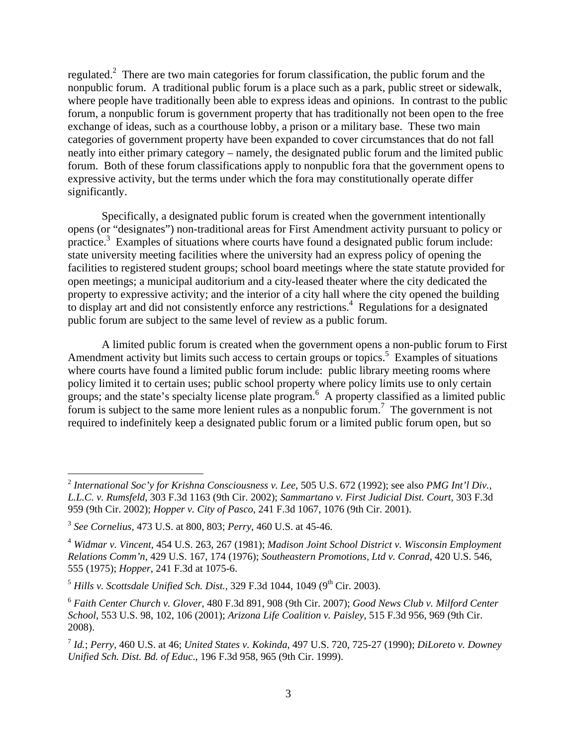regulated.[2] There are two main categories for forum classification, the public forum and the nonpublic forum. A traditional public forum is a place such as a park, public street or sidewalk, where people have traditionally been able to express ideas and opinions. In contrast to the public forum, a nonpublic forum is government property that has traditionally not been open to the free exchange of ideas, such as a courthouse lobby, a prison or a military base. These two main categories of government property have been expanded to cover circumstances that do not fall neatly into either primary category – namely, the designated public forum and the limited public forum. Both of these forum classifications apply to nonpublic fora that the government opens to expressive activity, but the terms under which the fora may constitutionally operate differ significantly.

Specifically, a designated public forum is created when the government intentionally opens (or "designates") non-traditional areas for First Amendment activity pursuant to policy or practice.[3] Examples of situations where courts have found a designated public forum include: state university meeting facilities where the university had an express policy of opening the facilities to registered student groups; school board meetings where the state statute provided for open meetings; a municipal auditorium and a city-leased theater where the city dedicated the property to expressive activity; and the interior of a city hall where the city opened the building to display art and did not consistently enforce any restrictions.[4] Regulations for a designated public forum are subject to the same level of review as a public forum.

A limited public forum is created when the government opens a non-public forum to First Amendment activity but limits such access to certain groups or topics.[5] Examples of situations where courts have found a limited public forum include: public library meeting rooms where policy limited it to certain uses; public school property where policy limits use to only certain groups; and the state's specialty license plate program.[6] A property classified as a limited public forum is subject to the same more lenient rules as a nonpublic forum.[7] The government is not required to indefinitely keep a designated public forum or a limited public forum open, but so

---

[2] *International Soc'y for Krishna Consciousness v. Lee*, 505 U.S. 672 (1992); see also *PMG Int'l Div., L.L.C. v. Rumsfeld*, 303 F.3d 1163 (9th Cir. 2002); *Sammartano v. First Judicial Dist. Court*, 303 F.3d 959 (9th Cir. 2002); *Hopper v. City of Pasco*, 241 F.3d 1067, 1076 (9th Cir. 2001).

[3] *See Cornelius*, 473 U.S. at 800, 803; *Perry*, 460 U.S. at 45-46.

[4] *Widmar v. Vincent*, 454 U.S. 263, 267 (1981); *Madison Joint School District v. Wisconsin Employment Relations Comm'n*, 429 U.S. 167, 174 (1976); *Southeastern Promotions, Ltd v. Conrad*, 420 U.S. 546, 555 (1975); *Hopper*, 241 F.3d at 1075-6.

[5] *Hills v. Scottsdale Unified Sch. Dist.*, 329 F.3d 1044, 1049 (9th Cir. 2003).

[6] *Faith Center Church v. Glover*, 480 F.3d 891, 908 (9th Cir. 2007); *Good News Club v. Milford Center School*, 553 U.S. 98, 102, 106 (2001); *Arizona Life Coalition v. Paisley*, 515 F.3d 956, 969 (9th Cir. 2008).

[7] *Id.*; *Perry*, 460 U.S. at 46; *United States v. Kokinda*, 497 U.S. 720, 725-27 (1990); *DiLoreto v. Downey Unified Sch. Dist. Bd. of Educ*., 196 F.3d 958, 965 (9th Cir. 1999).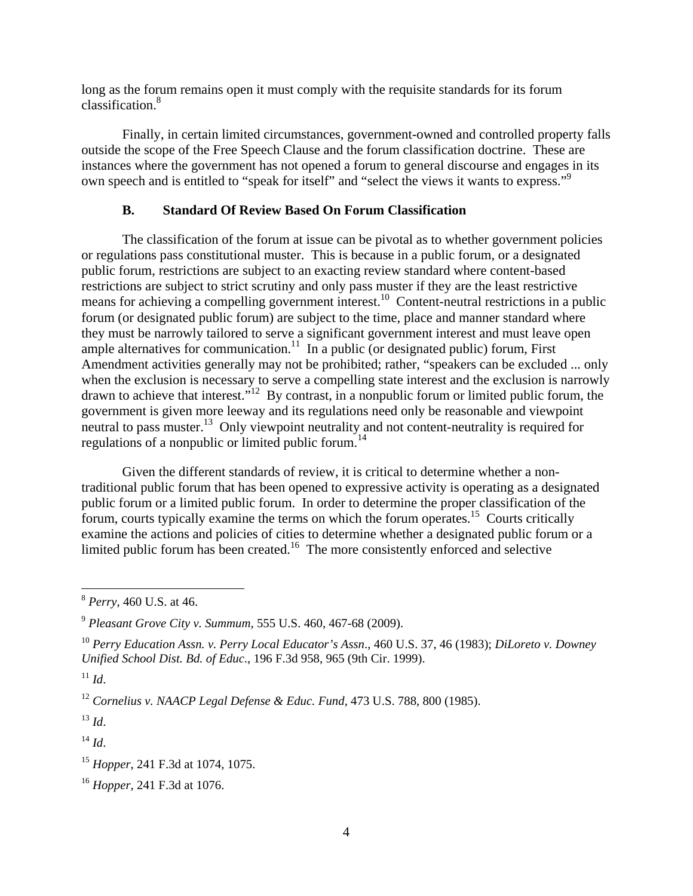long as the forum remains open it must comply with the requisite standards for its forum classification.[8]

Finally, in certain limited circumstances, government-owned and controlled property falls outside the scope of the Free Speech Clause and the forum classification doctrine. These are instances where the government has not opened a forum to general discourse and engages in its own speech and is entitled to "speak for itself" and "select the views it wants to express."[9]

### B. Standard Of Review Based On Forum Classification

The classification of the forum at issue can be pivotal as to whether government policies or regulations pass constitutional muster. This is because in a public forum, or a designated public forum, restrictions are subject to an exacting review standard where content-based restrictions are subject to strict scrutiny and only pass muster if they are the least restrictive means for achieving a compelling government interest.[10] Content-neutral restrictions in a public forum (or designated public forum) are subject to the time, place and manner standard where they must be narrowly tailored to serve a significant government interest and must leave open ample alternatives for communication.[11] In a public (or designated public) forum, First Amendment activities generally may not be prohibited; rather, "speakers can be excluded ... only when the exclusion is necessary to serve a compelling state interest and the exclusion is narrowly drawn to achieve that interest."[12] By contrast, in a nonpublic forum or limited public forum, the government is given more leeway and its regulations need only be reasonable and viewpoint neutral to pass muster.[13] Only viewpoint neutrality and not content-neutrality is required for regulations of a nonpublic or limited public forum.[14]

Given the different standards of review, it is critical to determine whether a non-traditional public forum that has been opened to expressive activity is operating as a designated public forum or a limited public forum. In order to determine the proper classification of the forum, courts typically examine the terms on which the forum operates.[15] Courts critically examine the actions and policies of cities to determine whether a designated public forum or a limited public forum has been created.[16] The more consistently enforced and selective

---

[8] *Perry*, 460 U.S. at 46.

[9] *Pleasant Grove City v. Summum*, 555 U.S. 460, 467-68 (2009).

[10] *Perry Education Assn. v. Perry Local Educator's Assn*., 460 U.S. 37, 46 (1983); *DiLoreto v. Downey Unified School Dist. Bd. of Educ*., 196 F.3d 958, 965 (9th Cir. 1999).

[11] *Id*.

[12] *Cornelius v. NAACP Legal Defense & Educ. Fund*, 473 U.S. 788, 800 (1985).

[13] *Id*.

[14] *Id*.

[15] *Hopper*, 241 F.3d at 1074, 1075.

[16] *Hopper,* 241 F.3d at 1076.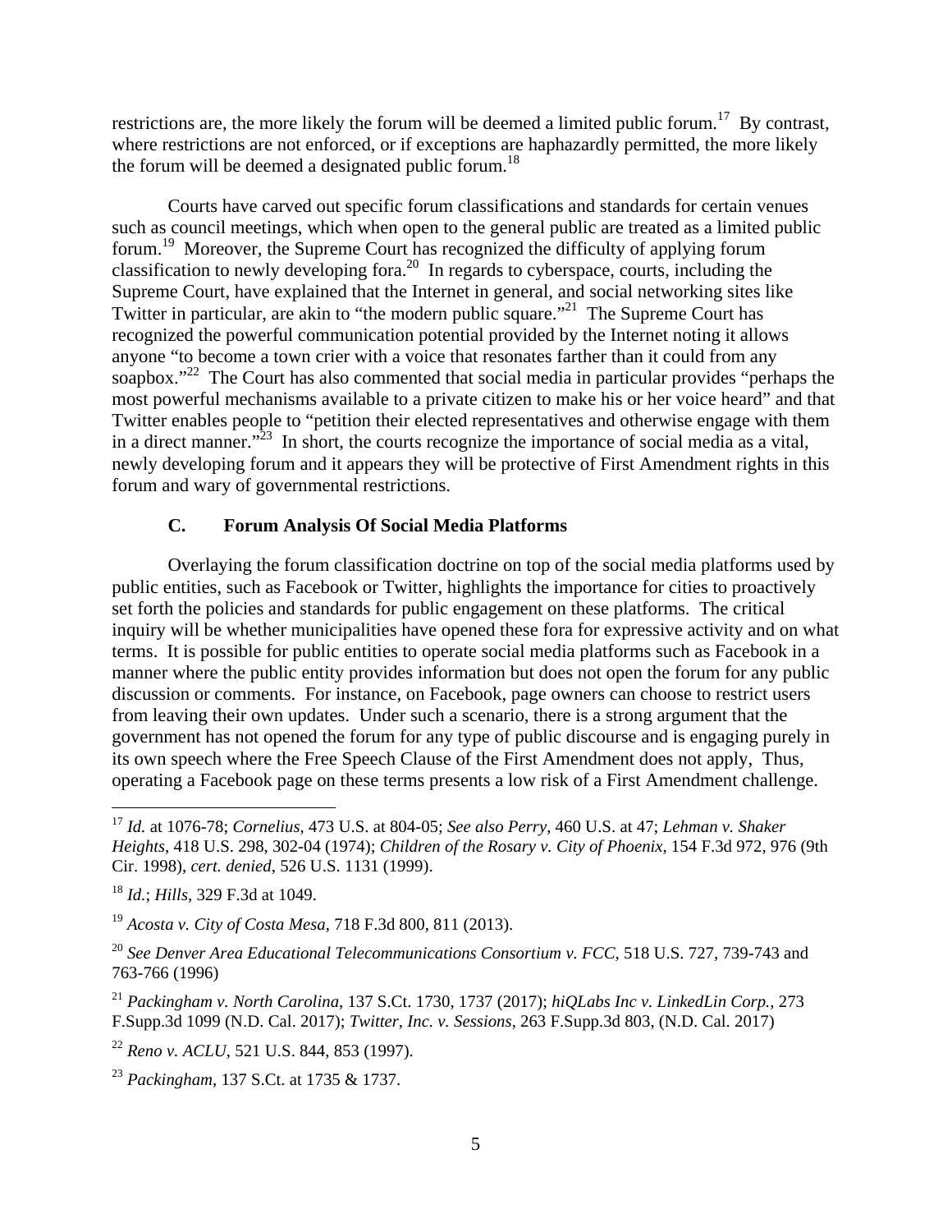restrictions are, the more likely the forum will be deemed a limited public forum.[17] By contrast, where restrictions are not enforced, or if exceptions are haphazardly permitted, the more likely the forum will be deemed a designated public forum.[18]

Courts have carved out specific forum classifications and standards for certain venues such as council meetings, which when open to the general public are treated as a limited public forum.[19] Moreover, the Supreme Court has recognized the difficulty of applying forum classification to newly developing fora.[20] In regards to cyberspace, courts, including the Supreme Court, have explained that the Internet in general, and social networking sites like Twitter in particular, are akin to "the modern public square."[21] The Supreme Court has recognized the powerful communication potential provided by the Internet noting it allows anyone "to become a town crier with a voice that resonates farther than it could from any soapbox."[22] The Court has also commented that social media in particular provides "perhaps the most powerful mechanisms available to a private citizen to make his or her voice heard" and that Twitter enables people to "petition their elected representatives and otherwise engage with them in a direct manner."[23] In short, the courts recognize the importance of social media as a vital, newly developing forum and it appears they will be protective of First Amendment rights in this forum and wary of governmental restrictions.

### C. Forum Analysis Of Social Media Platforms

Overlaying the forum classification doctrine on top of the social media platforms used by public entities, such as Facebook or Twitter, highlights the importance for cities to proactively set forth the policies and standards for public engagement on these platforms. The critical inquiry will be whether municipalities have opened these fora for expressive activity and on what terms. It is possible for public entities to operate social media platforms such as Facebook in a manner where the public entity provides information but does not open the forum for any public discussion or comments. For instance, on Facebook, page owners can choose to restrict users from leaving their own updates. Under such a scenario, there is a strong argument that the government has not opened the forum for any type of public discourse and is engaging purely in its own speech where the Free Speech Clause of the First Amendment does not apply, Thus, operating a Facebook page on these terms presents a low risk of a First Amendment challenge.

---

[17] *Id.* at 1076-78; *Cornelius*, 473 U.S. at 804-05; *See also Perry*, 460 U.S. at 47; *Lehman v. Shaker Heights*, 418 U.S. 298, 302-04 (1974); *Children of the Rosary v. City of Phoenix*, 154 F.3d 972, 976 (9th Cir. 1998), *cert. denied*, 526 U.S. 1131 (1999).

[18] *Id.*; *Hills*, 329 F.3d at 1049.

[19] *Acosta v. City of Costa Mesa*, 718 F.3d 800, 811 (2013).

[20] *See Denver Area Educational Telecommunications Consortium v. FCC*, 518 U.S. 727, 739-743 and 763-766 (1996)

[21] *Packingham v. North Carolina*, 137 S.Ct. 1730, 1737 (2017); *hiQLabs Inc v. LinkedLin Corp.*, 273 F.Supp.3d 1099 (N.D. Cal. 2017); *Twitter, Inc. v. Sessions*, 263 F.Supp.3d 803, (N.D. Cal. 2017)

[22] *Reno v. ACLU*, 521 U.S. 844, 853 (1997).

[23] *Packingham*, 137 S.Ct. at 1735 & 1737.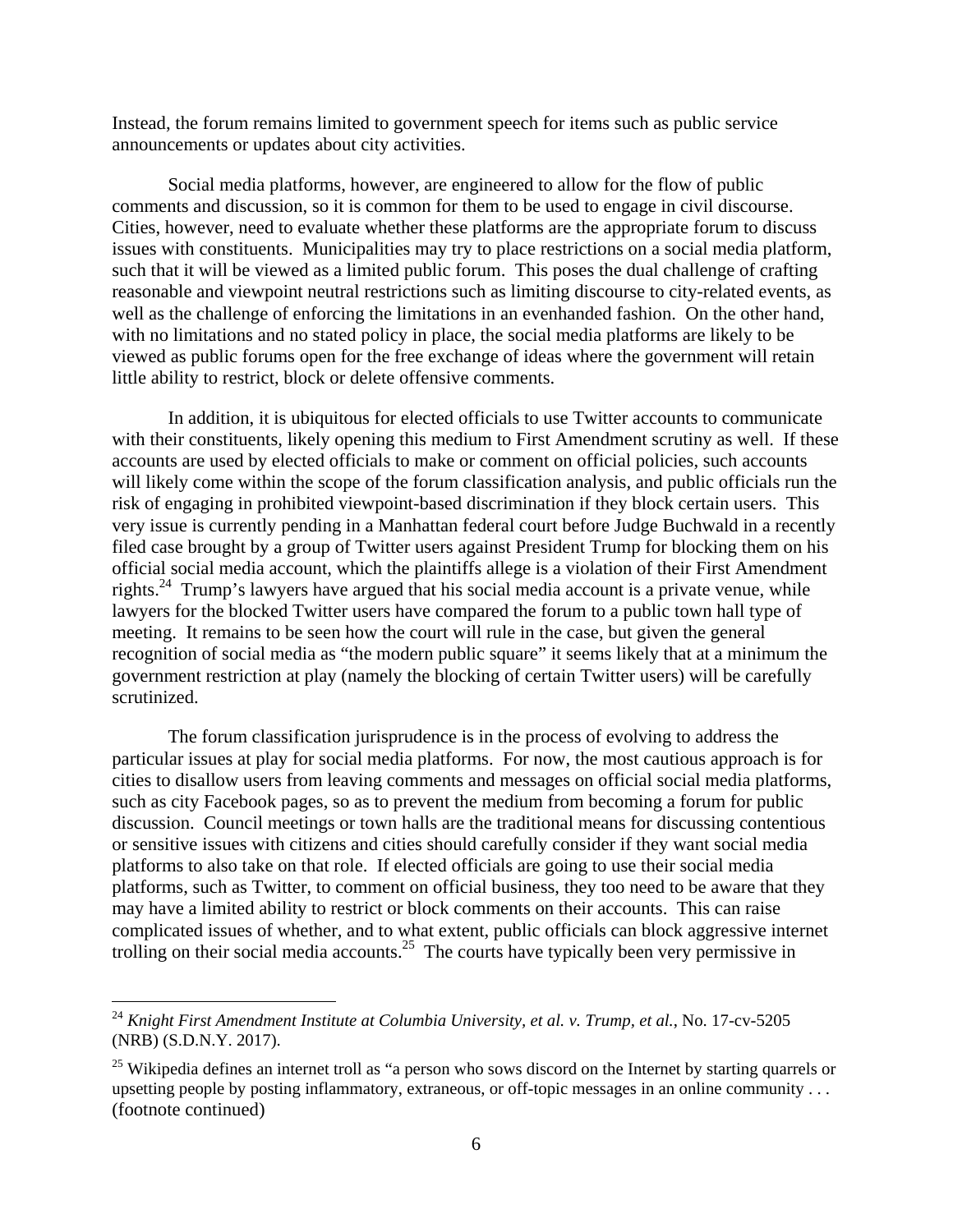Instead, the forum remains limited to government speech for items such as public service announcements or updates about city activities.

Social media platforms, however, are engineered to allow for the flow of public comments and discussion, so it is common for them to be used to engage in civil discourse. Cities, however, need to evaluate whether these platforms are the appropriate forum to discuss issues with constituents. Municipalities may try to place restrictions on a social media platform, such that it will be viewed as a limited public forum. This poses the dual challenge of crafting reasonable and viewpoint neutral restrictions such as limiting discourse to city-related events, as well as the challenge of enforcing the limitations in an evenhanded fashion. On the other hand, with no limitations and no stated policy in place, the social media platforms are likely to be viewed as public forums open for the free exchange of ideas where the government will retain little ability to restrict, block or delete offensive comments.

In addition, it is ubiquitous for elected officials to use Twitter accounts to communicate with their constituents, likely opening this medium to First Amendment scrutiny as well. If these accounts are used by elected officials to make or comment on official policies, such accounts will likely come within the scope of the forum classification analysis, and public officials run the risk of engaging in prohibited viewpoint-based discrimination if they block certain users. This very issue is currently pending in a Manhattan federal court before Judge Buchwald in a recently filed case brought by a group of Twitter users against President Trump for blocking them on his official social media account, which the plaintiffs allege is a violation of their First Amendment rights.[24] Trump's lawyers have argued that his social media account is a private venue, while lawyers for the blocked Twitter users have compared the forum to a public town hall type of meeting. It remains to be seen how the court will rule in the case, but given the general recognition of social media as "the modern public square" it seems likely that at a minimum the government restriction at play (namely the blocking of certain Twitter users) will be carefully scrutinized.

The forum classification jurisprudence is in the process of evolving to address the particular issues at play for social media platforms. For now, the most cautious approach is for cities to disallow users from leaving comments and messages on official social media platforms, such as city Facebook pages, so as to prevent the medium from becoming a forum for public discussion. Council meetings or town halls are the traditional means for discussing contentious or sensitive issues with citizens and cities should carefully consider if they want social media platforms to also take on that role. If elected officials are going to use their social media platforms, such as Twitter, to comment on official business, they too need to be aware that they may have a limited ability to restrict or block comments on their accounts. This can raise complicated issues of whether, and to what extent, public officials can block aggressive internet trolling on their social media accounts.[25] The courts have typically been very permissive in

---

[24] *Knight First Amendment Institute at Columbia University, et al. v. Trump, et al.*, No. 17-cv-5205 (NRB) (S.D.N.Y. 2017).

[25] Wikipedia defines an internet troll as "a person who sows discord on the Internet by starting quarrels or upsetting people by posting inflammatory, extraneous, or off-topic messages in an online community . . . (footnote continued)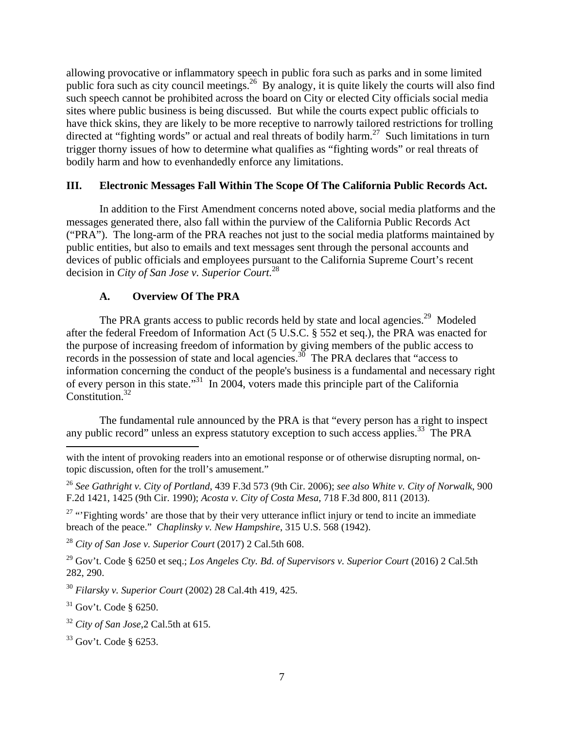allowing provocative or inflammatory speech in public fora such as parks and in some limited public fora such as city council meetings.[26] By analogy, it is quite likely the courts will also find such speech cannot be prohibited across the board on City or elected City officials social media sites where public business is being discussed. But while the courts expect public officials to have thick skins, they are likely to be more receptive to narrowly tailored restrictions for trolling directed at "fighting words" or actual and real threats of bodily harm.[27] Such limitations in turn trigger thorny issues of how to determine what qualifies as "fighting words" or real threats of bodily harm and how to evenhandedly enforce any limitations.

## III. Electronic Messages Fall Within The Scope Of The California Public Records Act.

In addition to the First Amendment concerns noted above, social media platforms and the messages generated there, also fall within the purview of the California Public Records Act ("PRA"). The long-arm of the PRA reaches not just to the social media platforms maintained by public entities, but also to emails and text messages sent through the personal accounts and devices of public officials and employees pursuant to the California Supreme Court's recent decision in *City of San Jose v. Superior Court.*[28]

### A. Overview Of The PRA

The PRA grants access to public records held by state and local agencies.[29] Modeled after the federal Freedom of Information Act (5 U.S.C. § 552 et seq.), the PRA was enacted for the purpose of increasing freedom of information by giving members of the public access to records in the possession of state and local agencies.[30] The PRA declares that "access to information concerning the conduct of the people's business is a fundamental and necessary right of every person in this state."[31] In 2004, voters made this principle part of the California Constitution.[32]

The fundamental rule announced by the PRA is that "every person has a right to inspect any public record" unless an express statutory exception to such access applies.[33] The PRA

---

with the intent of provoking readers into an emotional response or of otherwise disrupting normal, on-topic discussion, often for the troll's amusement."

[26] *See Gathright v. City of Portland*, 439 F.3d 573 (9th Cir. 2006); *see also White v. City of Norwalk*, 900 F.2d 1421, 1425 (9th Cir. 1990); *Acosta v. City of Costa Mesa*, 718 F.3d 800, 811 (2013).

[27] "'Fighting words' are those that by their very utterance inflict injury or tend to incite an immediate breach of the peace." *Chaplinsky v. New Hampshire*, 315 U.S. 568 (1942).

[28] *City of San Jose v. Superior Court* (2017) 2 Cal.5th 608.

[29] Gov't. Code § 6250 et seq.; *Los Angeles Cty. Bd. of Supervisors v. Superior Court* (2016) 2 Cal.5th 282, 290.

[30] *Filarsky v. Superior Court* (2002) 28 Cal.4th 419, 425.

[31] Gov't. Code § 6250.

[32] *City of San Jose*,2 Cal.5th at 615.

[33] Gov't. Code § 6253.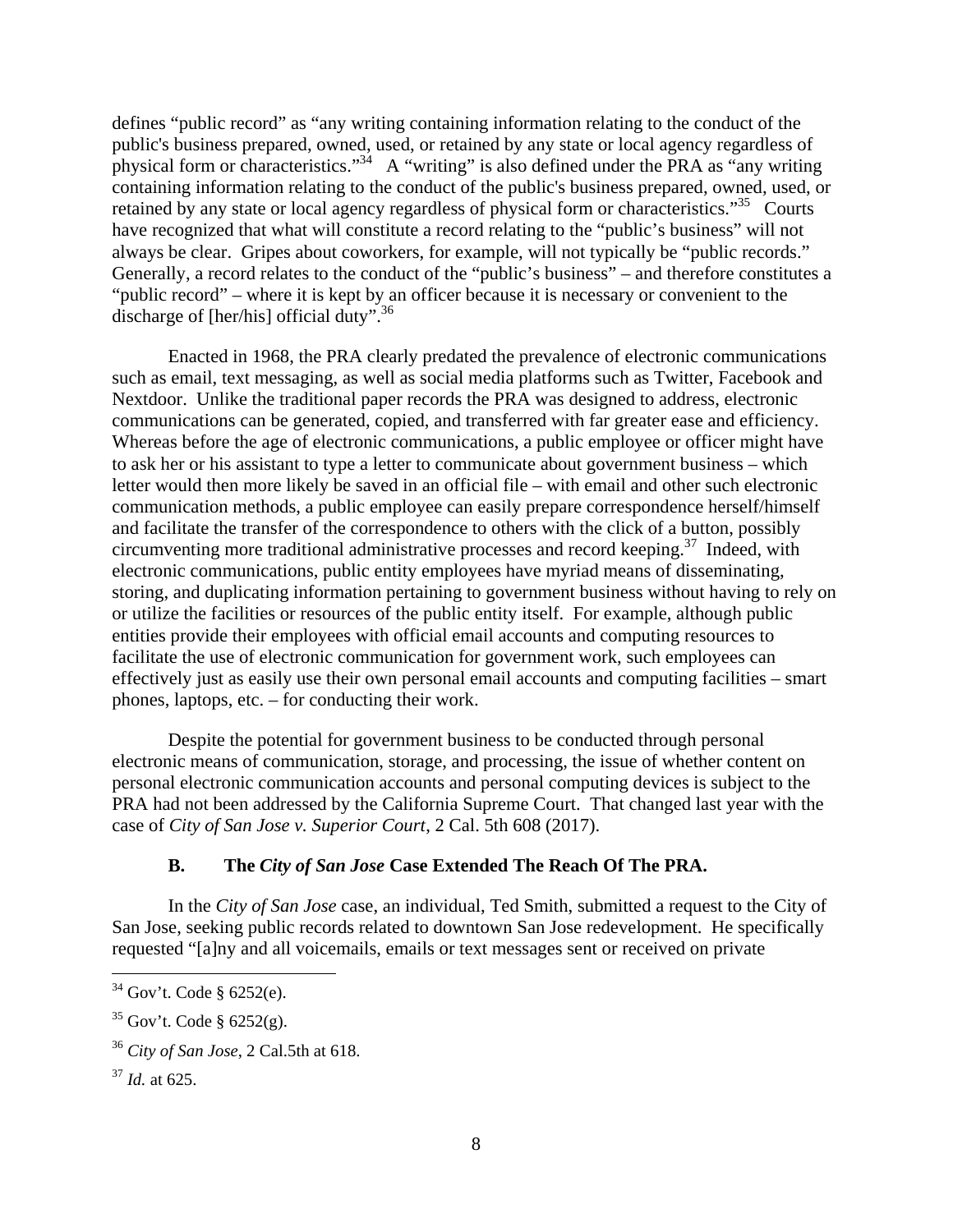defines "public record" as "any writing containing information relating to the conduct of the public's business prepared, owned, used, or retained by any state or local agency regardless of physical form or characteristics."[34] A "writing" is also defined under the PRA as "any writing containing information relating to the conduct of the public's business prepared, owned, used, or retained by any state or local agency regardless of physical form or characteristics."[35] Courts have recognized that what will constitute a record relating to the "public's business" will not always be clear. Gripes about coworkers, for example, will not typically be "public records." Generally, a record relates to the conduct of the "public's business" – and therefore constitutes a "public record" – where it is kept by an officer because it is necessary or convenient to the discharge of [her/his] official duty".[36]

Enacted in 1968, the PRA clearly predated the prevalence of electronic communications such as email, text messaging, as well as social media platforms such as Twitter, Facebook and Nextdoor. Unlike the traditional paper records the PRA was designed to address, electronic communications can be generated, copied, and transferred with far greater ease and efficiency. Whereas before the age of electronic communications, a public employee or officer might have to ask her or his assistant to type a letter to communicate about government business – which letter would then more likely be saved in an official file – with email and other such electronic communication methods, a public employee can easily prepare correspondence herself/himself and facilitate the transfer of the correspondence to others with the click of a button, possibly circumventing more traditional administrative processes and record keeping.[37] Indeed, with electronic communications, public entity employees have myriad means of disseminating, storing, and duplicating information pertaining to government business without having to rely on or utilize the facilities or resources of the public entity itself. For example, although public entities provide their employees with official email accounts and computing resources to facilitate the use of electronic communication for government work, such employees can effectively just as easily use their own personal email accounts and computing facilities – smart phones, laptops, etc. – for conducting their work.

Despite the potential for government business to be conducted through personal electronic means of communication, storage, and processing, the issue of whether content on personal electronic communication accounts and personal computing devices is subject to the PRA had not been addressed by the California Supreme Court. That changed last year with the case of *City of San Jose v. Superior Court*, 2 Cal. 5th 608 (2017).

### B. The *City of San Jose* Case Extended The Reach Of The PRA.

In the *City of San Jose* case, an individual, Ted Smith, submitted a request to the City of San Jose, seeking public records related to downtown San Jose redevelopment. He specifically requested "[a]ny and all voicemails, emails or text messages sent or received on private

---

[34] Gov't. Code § 6252(e).

[35] Gov't. Code § 6252(g).

[36] *City of San Jose*, 2 Cal.5th at 618.

[37] *Id.* at 625.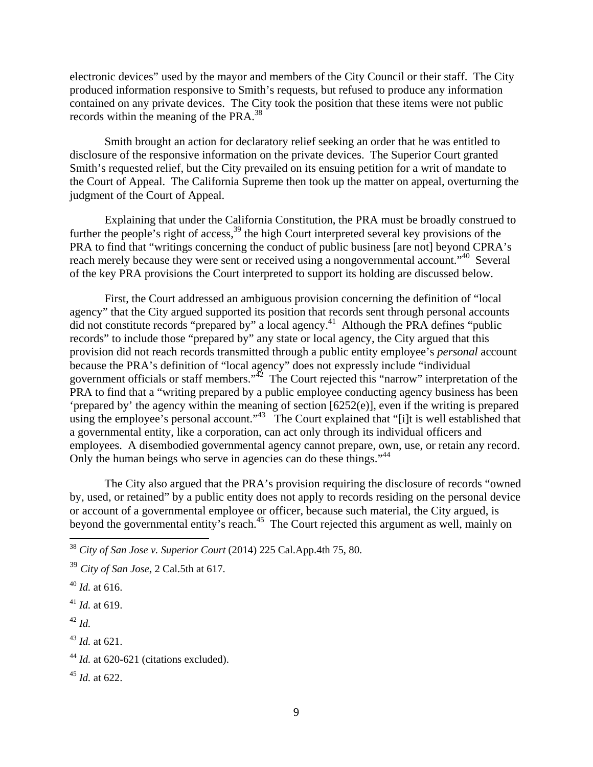electronic devices" used by the mayor and members of the City Council or their staff. The City produced information responsive to Smith's requests, but refused to produce any information contained on any private devices. The City took the position that these items were not public records within the meaning of the PRA.[38]

Smith brought an action for declaratory relief seeking an order that he was entitled to disclosure of the responsive information on the private devices. The Superior Court granted Smith's requested relief, but the City prevailed on its ensuing petition for a writ of mandate to the Court of Appeal. The California Supreme then took up the matter on appeal, overturning the judgment of the Court of Appeal.

Explaining that under the California Constitution, the PRA must be broadly construed to further the people's right of access,[39] the high Court interpreted several key provisions of the PRA to find that "writings concerning the conduct of public business [are not] beyond CPRA's reach merely because they were sent or received using a nongovernmental account."[40] Several of the key PRA provisions the Court interpreted to support its holding are discussed below.

First, the Court addressed an ambiguous provision concerning the definition of "local agency" that the City argued supported its position that records sent through personal accounts did not constitute records "prepared by" a local agency.[41] Although the PRA defines "public records" to include those "prepared by" any state or local agency, the City argued that this provision did not reach records transmitted through a public entity employee's *personal* account because the PRA's definition of "local agency" does not expressly include "individual government officials or staff members."[42] The Court rejected this "narrow" interpretation of the PRA to find that a "writing prepared by a public employee conducting agency business has been 'prepared by' the agency within the meaning of section [6252(e)], even if the writing is prepared using the employee's personal account."[43] The Court explained that "[i]t is well established that a governmental entity, like a corporation, can act only through its individual officers and employees. A disembodied governmental agency cannot prepare, own, use, or retain any record. Only the human beings who serve in agencies can do these things."[44]

The City also argued that the PRA's provision requiring the disclosure of records "owned by, used, or retained" by a public entity does not apply to records residing on the personal device or account of a governmental employee or officer, because such material, the City argued, is beyond the governmental entity's reach.[45] The Court rejected this argument as well, mainly on

---

[38] *City of San Jose v. Superior Court* (2014) 225 Cal.App.4th 75, 80.

[39] *City of San Jose*, 2 Cal.5th at 617.

[40] *Id.* at 616.

[41] *Id.* at 619.

[42] *Id.*

[43] *Id.* at 621.

[44] *Id.* at 620-621 (citations excluded).

[45] *Id.* at 622.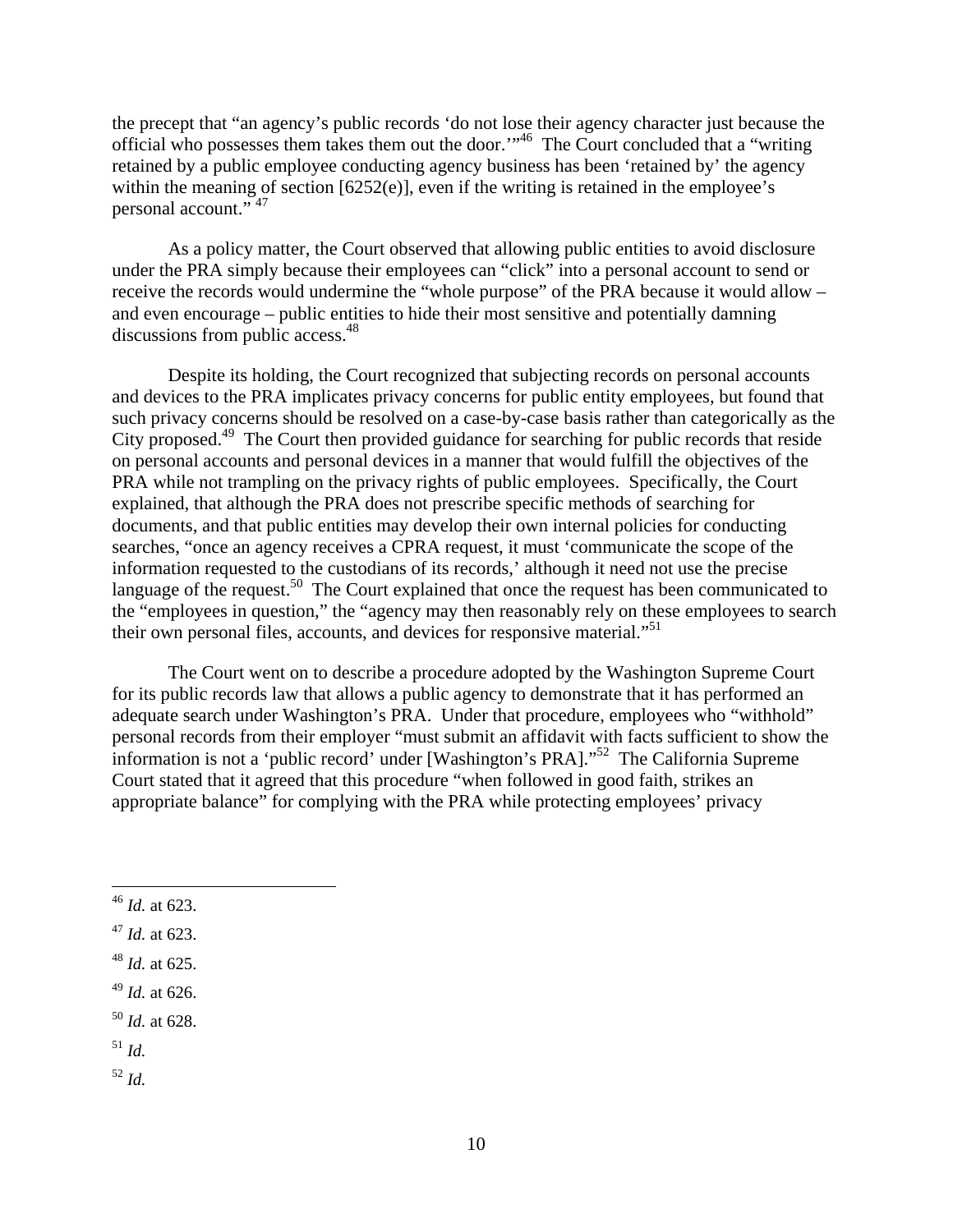the precept that "an agency's public records 'do not lose their agency character just because the official who possesses them takes them out the door.'"[46] The Court concluded that a "writing retained by a public employee conducting agency business has been 'retained by' the agency within the meaning of section [6252(e)], even if the writing is retained in the employee's personal account." [47]

As a policy matter, the Court observed that allowing public entities to avoid disclosure under the PRA simply because their employees can "click" into a personal account to send or receive the records would undermine the "whole purpose" of the PRA because it would allow – and even encourage – public entities to hide their most sensitive and potentially damning discussions from public access.[48]

Despite its holding, the Court recognized that subjecting records on personal accounts and devices to the PRA implicates privacy concerns for public entity employees, but found that such privacy concerns should be resolved on a case-by-case basis rather than categorically as the City proposed.[49] The Court then provided guidance for searching for public records that reside on personal accounts and personal devices in a manner that would fulfill the objectives of the PRA while not trampling on the privacy rights of public employees. Specifically, the Court explained, that although the PRA does not prescribe specific methods of searching for documents, and that public entities may develop their own internal policies for conducting searches, "once an agency receives a CPRA request, it must 'communicate the scope of the information requested to the custodians of its records,' although it need not use the precise language of the request.[50] The Court explained that once the request has been communicated to the "employees in question," the "agency may then reasonably rely on these employees to search their own personal files, accounts, and devices for responsive material."[51]

The Court went on to describe a procedure adopted by the Washington Supreme Court for its public records law that allows a public agency to demonstrate that it has performed an adequate search under Washington's PRA. Under that procedure, employees who "withhold" personal records from their employer "must submit an affidavit with facts sufficient to show the information is not a 'public record' under [Washington's PRA]."[52] The California Supreme Court stated that it agreed that this procedure "when followed in good faith, strikes an appropriate balance" for complying with the PRA while protecting employees' privacy

---

[46] *Id.* at 623.

[47] *Id.* at 623.

[48] *Id.* at 625.

[49] *Id.* at 626.

[50] *Id.* at 628.

[51] *Id.*

[52] *Id.*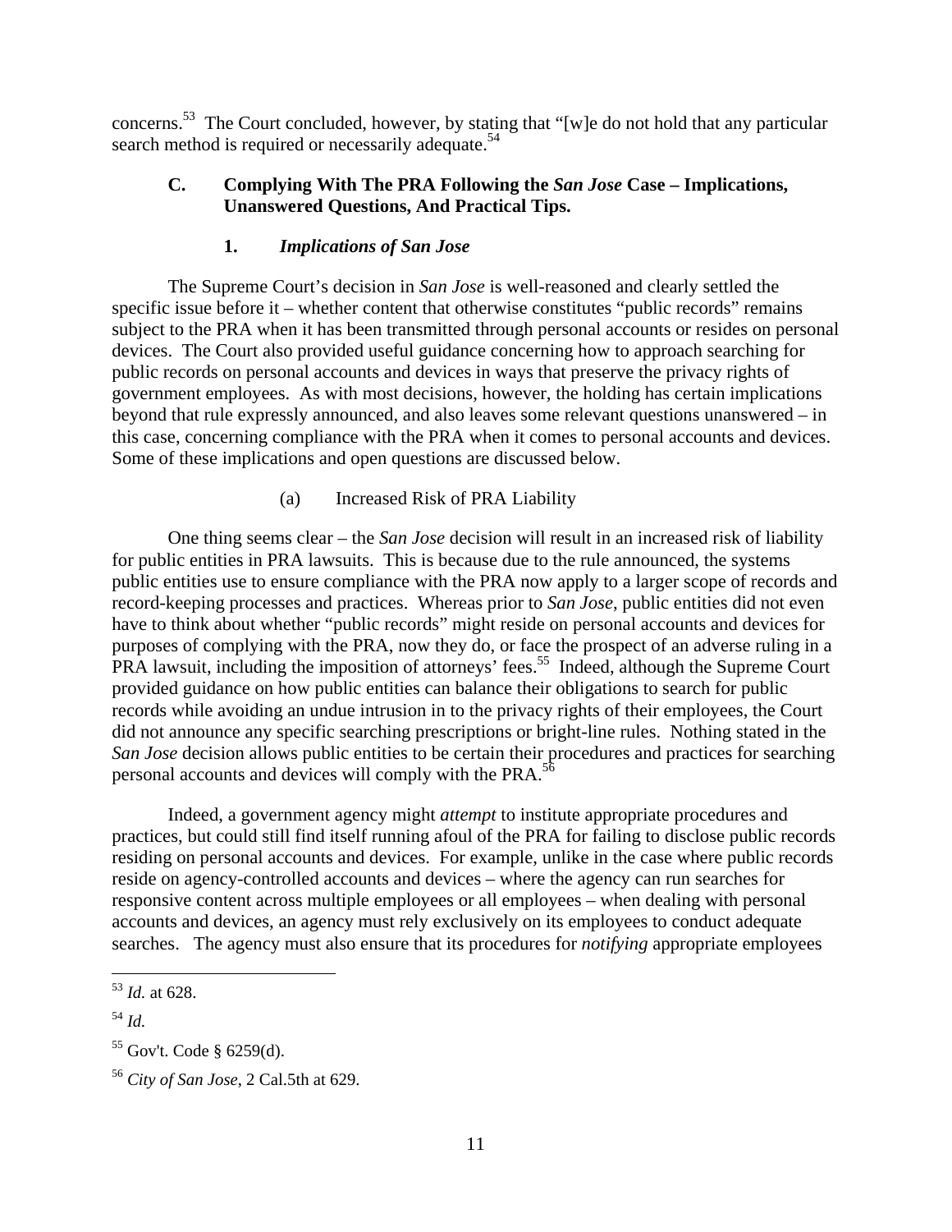concerns.[53] The Court concluded, however, by stating that "[w]e do not hold that any particular search method is required or necessarily adequate.[54]

### C. Complying With The PRA Following the *San Jose* Case – Implications, Unanswered Questions, And Practical Tips.

#### 1. *Implications of San Jose*

The Supreme Court's decision in *San Jose* is well-reasoned and clearly settled the specific issue before it – whether content that otherwise constitutes "public records" remains subject to the PRA when it has been transmitted through personal accounts or resides on personal devices. The Court also provided useful guidance concerning how to approach searching for public records on personal accounts and devices in ways that preserve the privacy rights of government employees. As with most decisions, however, the holding has certain implications beyond that rule expressly announced, and also leaves some relevant questions unanswered – in this case, concerning compliance with the PRA when it comes to personal accounts and devices. Some of these implications and open questions are discussed below.

(a) Increased Risk of PRA Liability

One thing seems clear – the *San Jose* decision will result in an increased risk of liability for public entities in PRA lawsuits. This is because due to the rule announced, the systems public entities use to ensure compliance with the PRA now apply to a larger scope of records and record-keeping processes and practices. Whereas prior to *San Jose*, public entities did not even have to think about whether "public records" might reside on personal accounts and devices for purposes of complying with the PRA, now they do, or face the prospect of an adverse ruling in a PRA lawsuit, including the imposition of attorneys' fees.[55] Indeed, although the Supreme Court provided guidance on how public entities can balance their obligations to search for public records while avoiding an undue intrusion in to the privacy rights of their employees, the Court did not announce any specific searching prescriptions or bright-line rules. Nothing stated in the *San Jose* decision allows public entities to be certain their procedures and practices for searching personal accounts and devices will comply with the PRA.[56]

Indeed, a government agency might *attempt* to institute appropriate procedures and practices, but could still find itself running afoul of the PRA for failing to disclose public records residing on personal accounts and devices. For example, unlike in the case where public records reside on agency-controlled accounts and devices – where the agency can run searches for responsive content across multiple employees or all employees – when dealing with personal accounts and devices, an agency must rely exclusively on its employees to conduct adequate searches. The agency must also ensure that its procedures for *notifying* appropriate employees

---

[53] *Id.* at 628.

[54] *Id.*

[55] Gov't. Code § 6259(d).

[56] *City of San Jose*, 2 Cal.5th at 629.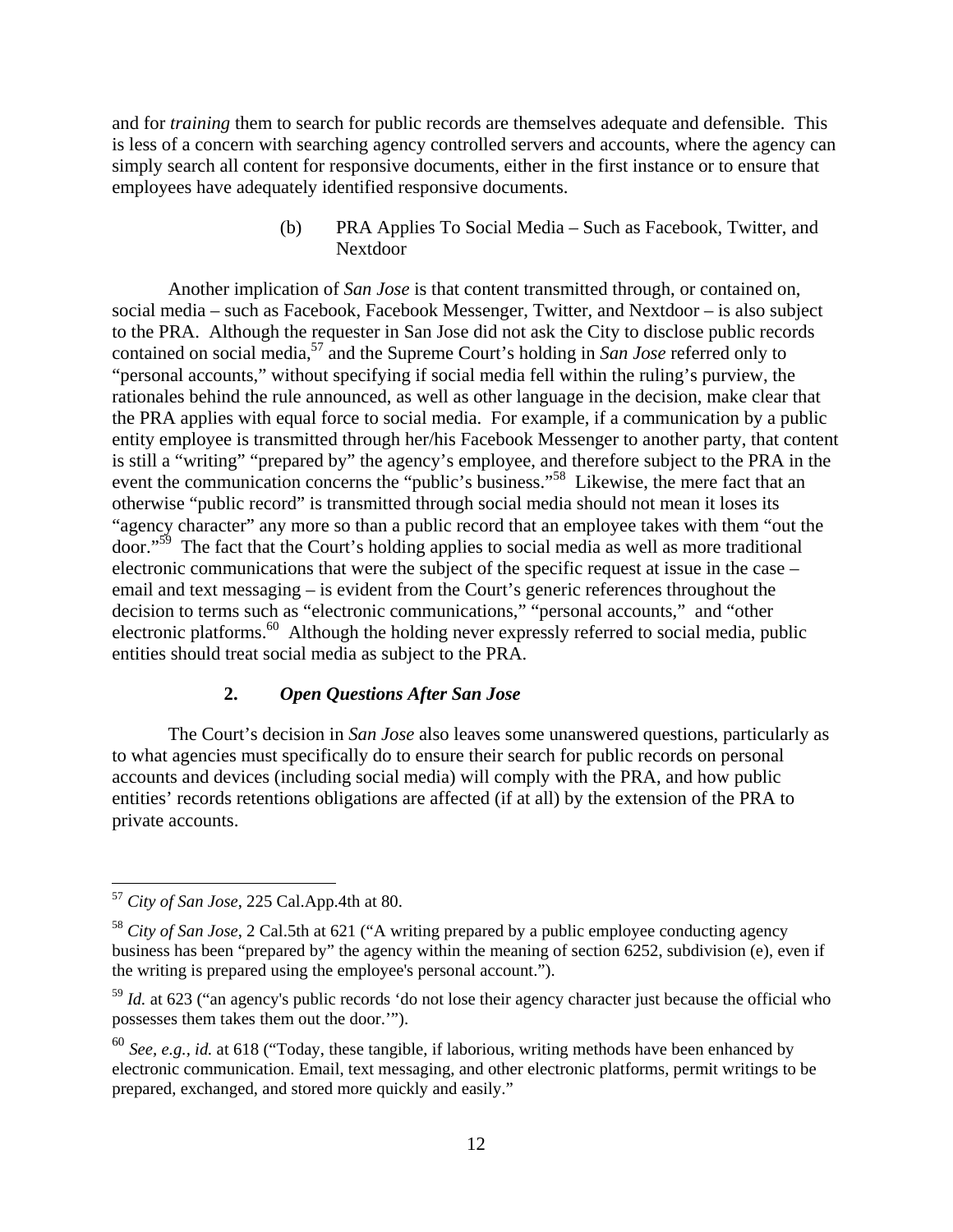and for *training* them to search for public records are themselves adequate and defensible. This is less of a concern with searching agency controlled servers and accounts, where the agency can simply search all content for responsive documents, either in the first instance or to ensure that employees have adequately identified responsive documents.

(b) PRA Applies To Social Media – Such as Facebook, Twitter, and Nextdoor

Another implication of *San Jose* is that content transmitted through, or contained on, social media – such as Facebook, Facebook Messenger, Twitter, and Nextdoor – is also subject to the PRA. Although the requester in San Jose did not ask the City to disclose public records contained on social media,[57] and the Supreme Court's holding in *San Jose* referred only to "personal accounts," without specifying if social media fell within the ruling's purview, the rationales behind the rule announced, as well as other language in the decision, make clear that the PRA applies with equal force to social media. For example, if a communication by a public entity employee is transmitted through her/his Facebook Messenger to another party, that content is still a "writing" "prepared by" the agency's employee, and therefore subject to the PRA in the event the communication concerns the "public's business."[58] Likewise, the mere fact that an otherwise "public record" is transmitted through social media should not mean it loses its "agency character" any more so than a public record that an employee takes with them "out the door."[59] The fact that the Court's holding applies to social media as well as more traditional electronic communications that were the subject of the specific request at issue in the case – email and text messaging – is evident from the Court's generic references throughout the decision to terms such as "electronic communications," "personal accounts," and "other electronic platforms.[60] Although the holding never expressly referred to social media, public entities should treat social media as subject to the PRA.

### 2. *Open Questions After San Jose*

The Court's decision in *San Jose* also leaves some unanswered questions, particularly as to what agencies must specifically do to ensure their search for public records on personal accounts and devices (including social media) will comply with the PRA, and how public entities' records retentions obligations are affected (if at all) by the extension of the PRA to private accounts.

---

[57] *City of San Jose*, 225 Cal.App.4th at 80.

[58] *City of San Jose*, 2 Cal.5th at 621 ("A writing prepared by a public employee conducting agency business has been "prepared by" the agency within the meaning of section 6252, subdivision (e), even if the writing is prepared using the employee's personal account.").

[59] *Id.* at 623 ("an agency's public records 'do not lose their agency character just because the official who possesses them takes them out the door.'").

[60] *See, e.g., id.* at 618 ("Today, these tangible, if laborious, writing methods have been enhanced by electronic communication. Email, text messaging, and other electronic platforms, permit writings to be prepared, exchanged, and stored more quickly and easily."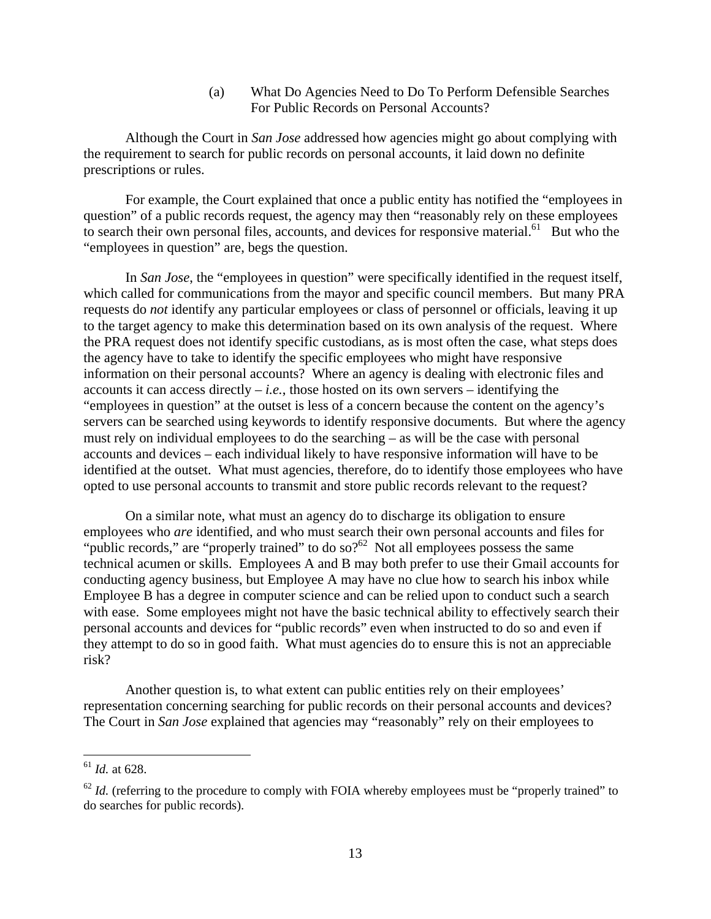### (a) What Do Agencies Need to Do To Perform Defensible Searches For Public Records on Personal Accounts?

Although the Court in *San Jose* addressed how agencies might go about complying with the requirement to search for public records on personal accounts, it laid down no definite prescriptions or rules.

For example, the Court explained that once a public entity has notified the "employees in question" of a public records request, the agency may then "reasonably rely on these employees to search their own personal files, accounts, and devices for responsive material.[61] But who the "employees in question" are, begs the question.

In *San Jose*, the "employees in question" were specifically identified in the request itself, which called for communications from the mayor and specific council members. But many PRA requests do *not* identify any particular employees or class of personnel or officials, leaving it up to the target agency to make this determination based on its own analysis of the request. Where the PRA request does not identify specific custodians, as is most often the case, what steps does the agency have to take to identify the specific employees who might have responsive information on their personal accounts? Where an agency is dealing with electronic files and accounts it can access directly – *i.e.*, those hosted on its own servers – identifying the "employees in question" at the outset is less of a concern because the content on the agency's servers can be searched using keywords to identify responsive documents. But where the agency must rely on individual employees to do the searching – as will be the case with personal accounts and devices – each individual likely to have responsive information will have to be identified at the outset. What must agencies, therefore, do to identify those employees who have opted to use personal accounts to transmit and store public records relevant to the request?

On a similar note, what must an agency do to discharge its obligation to ensure employees who *are* identified, and who must search their own personal accounts and files for "public records," are "properly trained" to do so?[62] Not all employees possess the same technical acumen or skills. Employees A and B may both prefer to use their Gmail accounts for conducting agency business, but Employee A may have no clue how to search his inbox while Employee B has a degree in computer science and can be relied upon to conduct such a search with ease. Some employees might not have the basic technical ability to effectively search their personal accounts and devices for "public records" even when instructed to do so and even if they attempt to do so in good faith. What must agencies do to ensure this is not an appreciable risk?

Another question is, to what extent can public entities rely on their employees' representation concerning searching for public records on their personal accounts and devices? The Court in *San Jose* explained that agencies may "reasonably" rely on their employees to

---

[61] *Id.* at 628.

[62] *Id.* (referring to the procedure to comply with FOIA whereby employees must be "properly trained" to do searches for public records).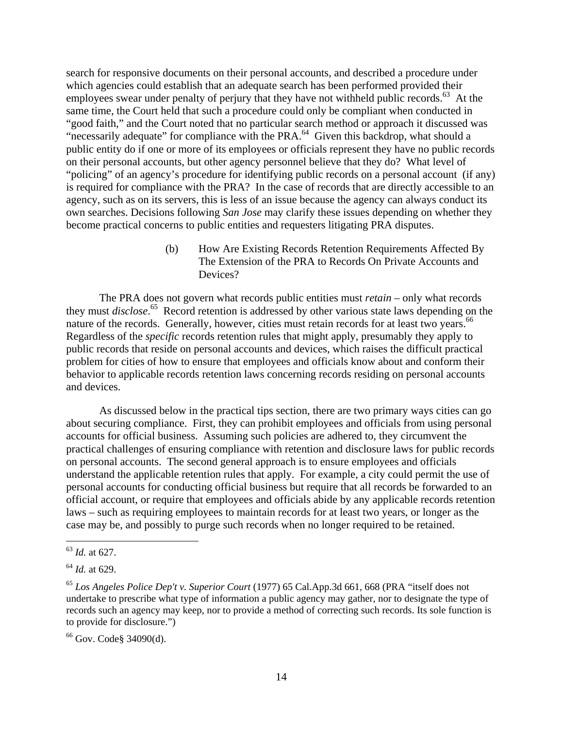search for responsive documents on their personal accounts, and described a procedure under which agencies could establish that an adequate search has been performed provided their employees swear under penalty of perjury that they have not withheld public records.[63] At the same time, the Court held that such a procedure could only be compliant when conducted in "good faith," and the Court noted that no particular search method or approach it discussed was "necessarily adequate" for compliance with the PRA.[64] Given this backdrop, what should a public entity do if one or more of its employees or officials represent they have no public records on their personal accounts, but other agency personnel believe that they do? What level of "policing" of an agency's procedure for identifying public records on a personal account (if any) is required for compliance with the PRA? In the case of records that are directly accessible to an agency, such as on its servers, this is less of an issue because the agency can always conduct its own searches. Decisions following *San Jose* may clarify these issues depending on whether they become practical concerns to public entities and requesters litigating PRA disputes.

(b) How Are Existing Records Retention Requirements Affected By The Extension of the PRA to Records On Private Accounts and Devices?

The PRA does not govern what records public entities must *retain* – only what records they must *disclose*.[65] Record retention is addressed by other various state laws depending on the nature of the records. Generally, however, cities must retain records for at least two years.[66] Regardless of the *specific* records retention rules that might apply, presumably they apply to public records that reside on personal accounts and devices, which raises the difficult practical problem for cities of how to ensure that employees and officials know about and conform their behavior to applicable records retention laws concerning records residing on personal accounts and devices.

As discussed below in the practical tips section, there are two primary ways cities can go about securing compliance. First, they can prohibit employees and officials from using personal accounts for official business. Assuming such policies are adhered to, they circumvent the practical challenges of ensuring compliance with retention and disclosure laws for public records on personal accounts. The second general approach is to ensure employees and officials understand the applicable retention rules that apply. For example, a city could permit the use of personal accounts for conducting official business but require that all records be forwarded to an official account, or require that employees and officials abide by any applicable records retention laws – such as requiring employees to maintain records for at least two years, or longer as the case may be, and possibly to purge such records when no longer required to be retained.

---

[63] *Id.* at 627.

[64] *Id.* at 629.

[65] *Los Angeles Police Dep't v. Superior Court* (1977) 65 Cal.App.3d 661, 668 (PRA "itself does not undertake to prescribe what type of information a public agency may gather, nor to designate the type of records such an agency may keep, nor to provide a method of correcting such records. Its sole function is to provide for disclosure.")

[66] Gov. Code§ 34090(d).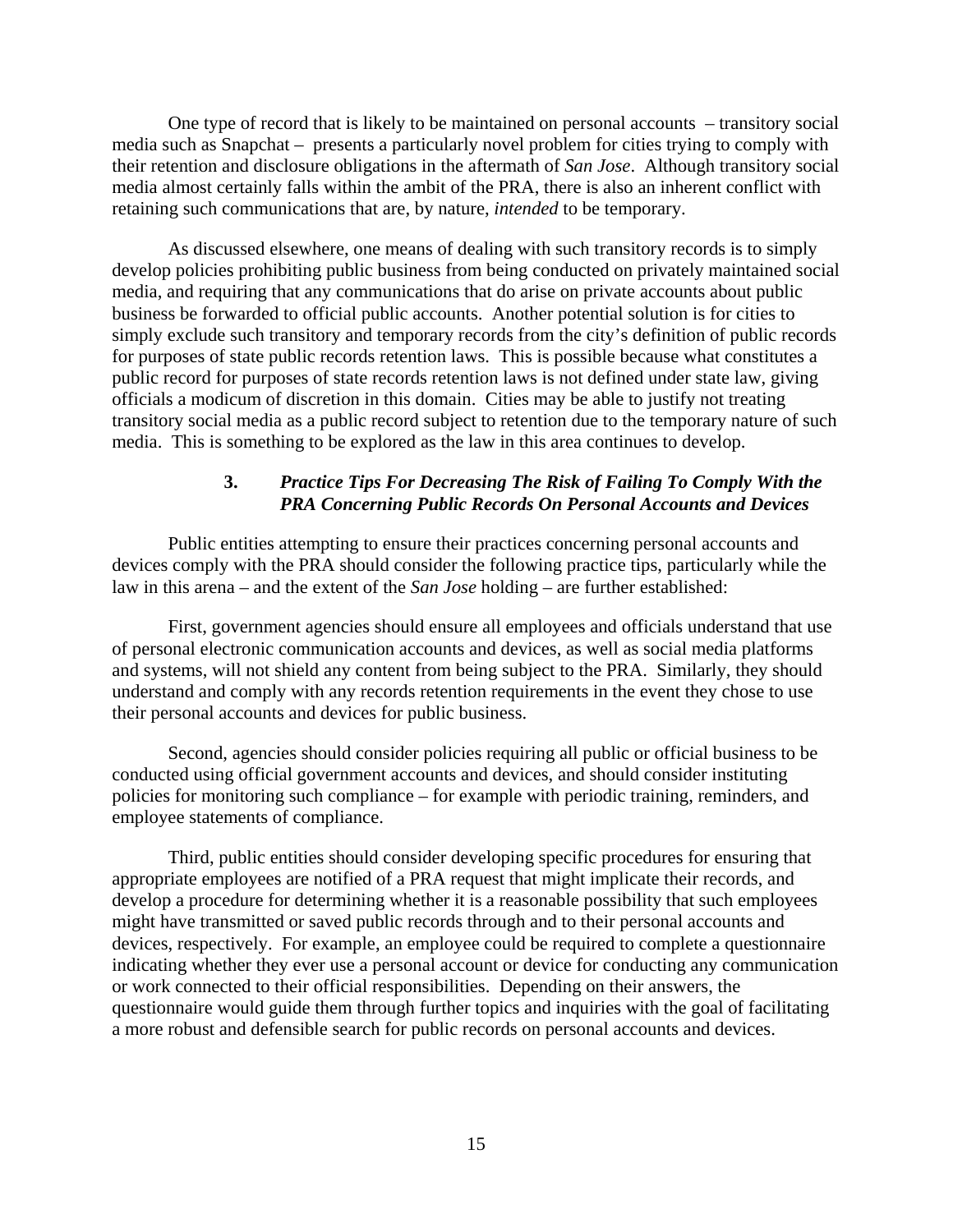One type of record that is likely to be maintained on personal accounts – transitory social media such as Snapchat – presents a particularly novel problem for cities trying to comply with their retention and disclosure obligations in the aftermath of *San Jose*. Although transitory social media almost certainly falls within the ambit of the PRA, there is also an inherent conflict with retaining such communications that are, by nature, *intended* to be temporary.

As discussed elsewhere, one means of dealing with such transitory records is to simply develop policies prohibiting public business from being conducted on privately maintained social media, and requiring that any communications that do arise on private accounts about public business be forwarded to official public accounts. Another potential solution is for cities to simply exclude such transitory and temporary records from the city's definition of public records for purposes of state public records retention laws. This is possible because what constitutes a public record for purposes of state records retention laws is not defined under state law, giving officials a modicum of discretion in this domain. Cities may be able to justify not treating transitory social media as a public record subject to retention due to the temporary nature of such media. This is something to be explored as the law in this area continues to develop.

### 3. *Practice Tips For Decreasing The Risk of Failing To Comply With the PRA Concerning Public Records On Personal Accounts and Devices*

Public entities attempting to ensure their practices concerning personal accounts and devices comply with the PRA should consider the following practice tips, particularly while the law in this arena – and the extent of the *San Jose* holding – are further established:

First, government agencies should ensure all employees and officials understand that use of personal electronic communication accounts and devices, as well as social media platforms and systems, will not shield any content from being subject to the PRA. Similarly, they should understand and comply with any records retention requirements in the event they chose to use their personal accounts and devices for public business.

Second, agencies should consider policies requiring all public or official business to be conducted using official government accounts and devices, and should consider instituting policies for monitoring such compliance – for example with periodic training, reminders, and employee statements of compliance.

Third, public entities should consider developing specific procedures for ensuring that appropriate employees are notified of a PRA request that might implicate their records, and develop a procedure for determining whether it is a reasonable possibility that such employees might have transmitted or saved public records through and to their personal accounts and devices, respectively. For example, an employee could be required to complete a questionnaire indicating whether they ever use a personal account or device for conducting any communication or work connected to their official responsibilities. Depending on their answers, the questionnaire would guide them through further topics and inquiries with the goal of facilitating a more robust and defensible search for public records on personal accounts and devices.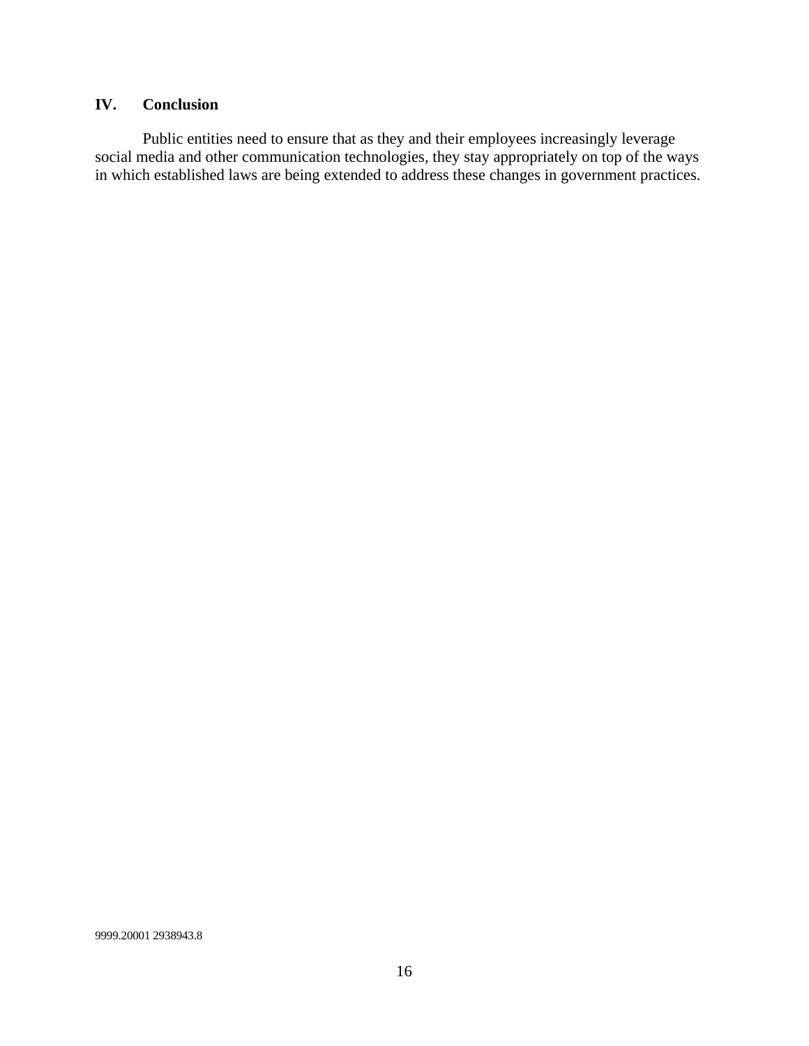## IV. Conclusion

Public entities need to ensure that as they and their employees increasingly leverage social media and other communication technologies, they stay appropriately on top of the ways in which established laws are being extended to address these changes in government practices.

9999.20001 2938943.8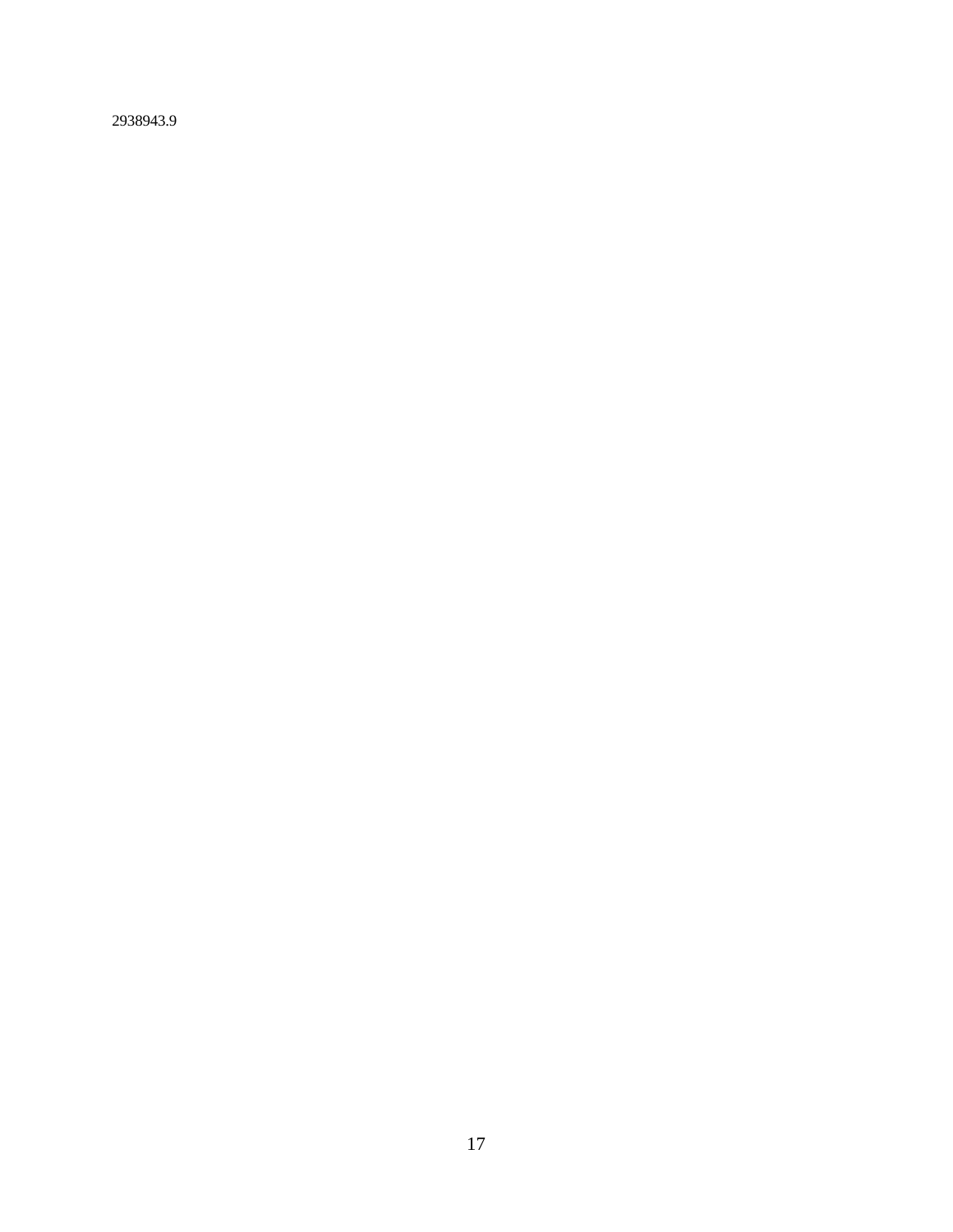2938943.9